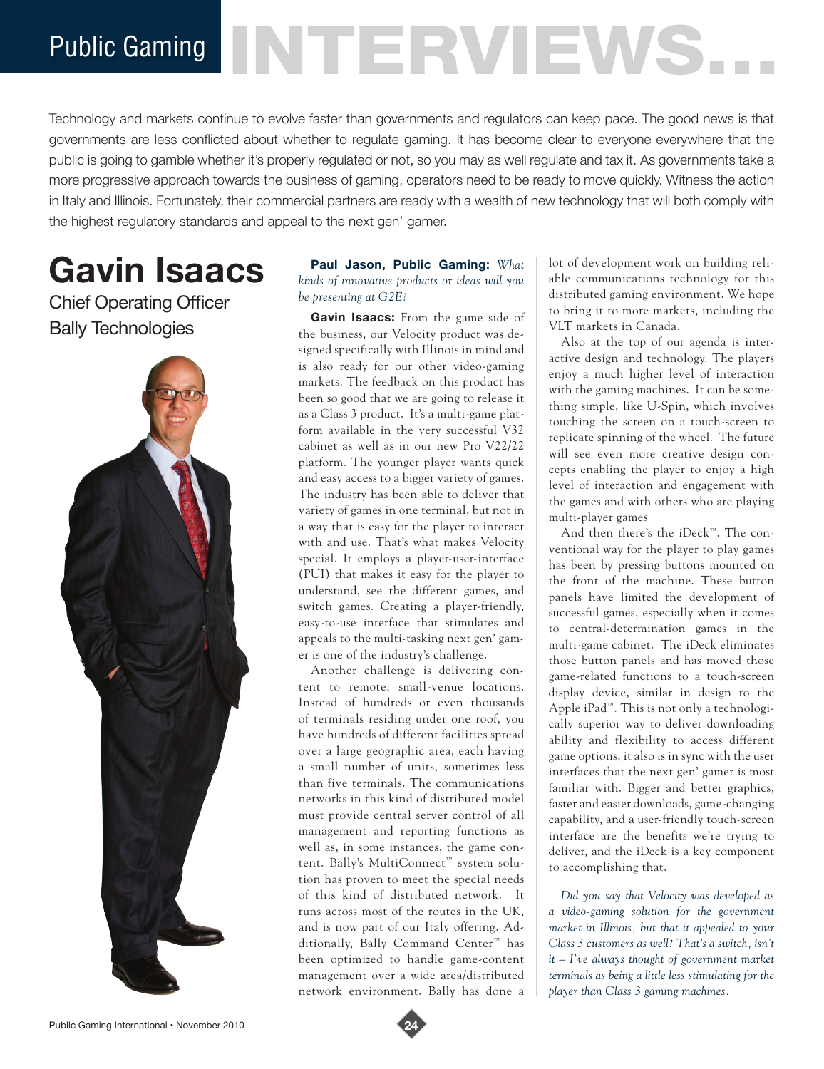# Public Gaming INTERVIEWS...

Technology and markets continue to evolve faster than governments and regulators can keep pace. The good news is that governments are less conflicted about whether to regulate gaming. It has become clear to everyone everywhere that the public is going to gamble whether it's properly regulated or not, so you may as well regulate and tax it. As governments take a more progressive approach towards the business of gaming, operators need to be ready to move quickly. Witness the action in Italy and Illinois. Fortunately, their commercial partners are ready with a wealth of new technology that will both comply with the highest regulatory standards and appeal to the next gen' gamer.

## Gavin Isaacs

Chief Operating Officer
Bally Technologies

**Paul Jason, Public Gaming:** *What kinds of innovative products or ideas will you be presenting at G2E?*

**Gavin Isaacs:** From the game side of the business, our Velocity product was designed specifically with Illinois in mind and is also ready for our other video-gaming markets. The feedback on this product has been so good that we are going to release it as a Class 3 product. It's a multi-game platform available in the very successful V32 cabinet as well as in our new Pro V22/22 platform. The younger player wants quick and easy access to a bigger variety of games. The industry has been able to deliver that variety of games in one terminal, but not in a way that is easy for the player to interact with and use. That's what makes Velocity special. It employs a player-user-interface (PUI) that makes it easy for the player to understand, see the different games, and switch games. Creating a player-friendly, easy-to-use interface that stimulates and appeals to the multi-tasking next gen' gamer is one of the industry's challenge.

Another challenge is delivering content to remote, small-venue locations. Instead of hundreds or even thousands of terminals residing under one roof, you have hundreds of different facilities spread over a large geographic area, each having a small number of units, sometimes less than five terminals. The communications networks in this kind of distributed model must provide central server control of all management and reporting functions as well as, in some instances, the game content. Bally's MultiConnect™ system solution has proven to meet the special needs of this kind of distributed network. It runs across most of the routes in the UK, and is now part of our Italy offering. Additionally, Bally Command Center™ has been optimized to handle game-content management over a wide area/distributed network environment. Bally has done a lot of development work on building reliable communications technology for this distributed gaming environment. We hope to bring it to more markets, including the VLT markets in Canada.

Also at the top of our agenda is interactive design and technology. The players enjoy a much higher level of interaction with the gaming machines. It can be something simple, like U-Spin, which involves touching the screen on a touch-screen to replicate spinning of the wheel. The future will see even more creative design concepts enabling the player to enjoy a high level of interaction and engagement with the games and with others who are playing multi-player games

And then there's the iDeck™. The conventional way for the player to play games has been by pressing buttons mounted on the front of the machine. These button panels have limited the development of successful games, especially when it comes to central-determination games in the multi-game cabinet. The iDeck eliminates those button panels and has moved those game-related functions to a touch-screen display device, similar in design to the Apple iPad™. This is not only a technologically superior way to deliver downloading ability and flexibility to access different game options, it also is in sync with the user interfaces that the next gen' gamer is most familiar with. Bigger and better graphics, faster and easier downloads, game-changing capability, and a user-friendly touch-screen interface are the benefits we're trying to deliver, and the iDeck is a key component to accomplishing that.

*Did you say that Velocity was developed as a video-gaming solution for the government market in Illinois, but that it appealed to your Class 3 customers as well? That's a switch, isn't it – I've always thought of government market terminals as being a little less stimulating for the player than Class 3 gaming machines.*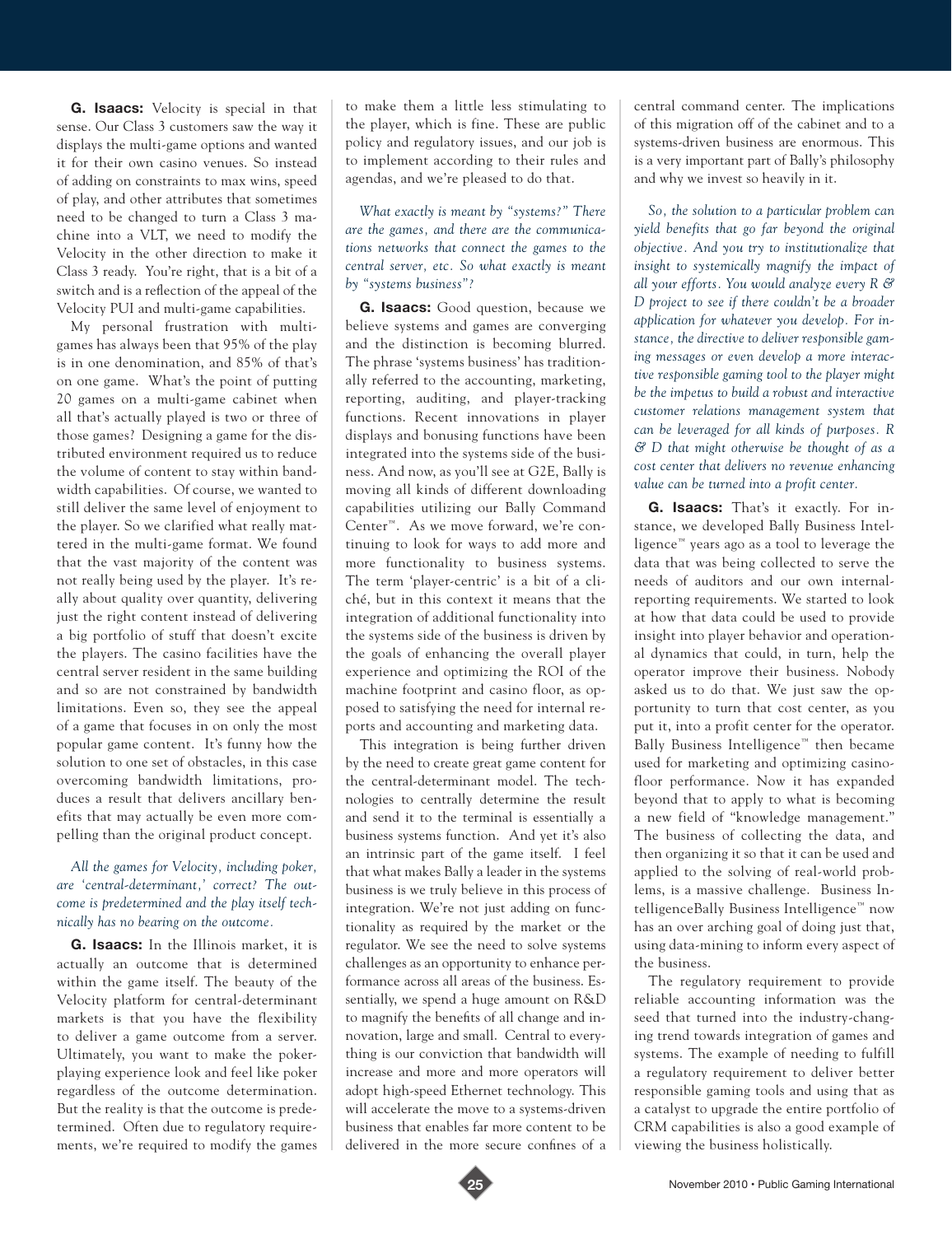**G. Isaacs:** Velocity is special in that sense. Our Class 3 customers saw the way it displays the multi-game options and wanted it for their own casino venues. So instead of adding on constraints to max wins, speed of play, and other attributes that sometimes need to be changed to turn a Class 3 machine into a VLT, we need to modify the Velocity in the other direction to make it Class 3 ready. You're right, that is a bit of a switch and is a reflection of the appeal of the Velocity PUI and multi-game capabilities.

My personal frustration with multi-games has always been that 95% of the play is in one denomination, and 85% of that's on one game. What's the point of putting 20 games on a multi-game cabinet when all that's actually played is two or three of those games? Designing a game for the distributed environment required us to reduce the volume of content to stay within bandwidth capabilities. Of course, we wanted to still deliver the same level of enjoyment to the player. So we clarified what really mattered in the multi-game format. We found that the vast majority of the content was not really being used by the player. It's really about quality over quantity, delivering just the right content instead of delivering a big portfolio of stuff that doesn't excite the players. The casino facilities have the central server resident in the same building and so are not constrained by bandwidth limitations. Even so, they see the appeal of a game that focuses in on only the most popular game content. It's funny how the solution to one set of obstacles, in this case overcoming bandwidth limitations, produces a result that delivers ancillary benefits that may actually be even more compelling than the original product concept.

*All the games for Velocity, including poker, are 'central-determinant,' correct? The outcome is predetermined and the play itself technically has no bearing on the outcome.*

**G. Isaacs:** In the Illinois market, it is actually an outcome that is determined within the game itself. The beauty of the Velocity platform for central-determinant markets is that you have the flexibility to deliver a game outcome from a server. Ultimately, you want to make the poker-playing experience look and feel like poker regardless of the outcome determination. But the reality is that the outcome is predetermined. Often due to regulatory requirements, we're required to modify the games to make them a little less stimulating to the player, which is fine. These are public policy and regulatory issues, and our job is to implement according to their rules and agendas, and we're pleased to do that.

*What exactly is meant by "systems?" There are the games, and there are the communications networks that connect the games to the central server, etc. So what exactly is meant by "systems business"?*

**G. Isaacs:** Good question, because we believe systems and games are converging and the distinction is becoming blurred. The phrase 'systems business' has traditionally referred to the accounting, marketing, reporting, auditing, and player-tracking functions. Recent innovations in player displays and bonusing functions have been integrated into the systems side of the business. And now, as you'll see at G2E, Bally is moving all kinds of different downloading capabilities utilizing our Bally Command Center™. As we move forward, we're continuing to look for ways to add more and more functionality to business systems. The term 'player-centric' is a bit of a cliché, but in this context it means that the integration of additional functionality into the systems side of the business is driven by the goals of enhancing the overall player experience and optimizing the ROI of the machine footprint and casino floor, as opposed to satisfying the need for internal reports and accounting and marketing data.

This integration is being further driven by the need to create great game content for the central-determinant model. The technologies to centrally determine the result and send it to the terminal is essentially a business systems function. And yet it's also an intrinsic part of the game itself. I feel that what makes Bally a leader in the systems business is we truly believe in this process of integration. We're not just adding on functionality as required by the market or the regulator. We see the need to solve systems challenges as an opportunity to enhance performance across all areas of the business. Essentially, we spend a huge amount on R&D to magnify the benefits of all change and innovation, large and small. Central to everything is our conviction that bandwidth will increase and more and more operators will adopt high-speed Ethernet technology. This will accelerate the move to a systems-driven business that enables far more content to be delivered in the more secure confines of a central command center. The implications of this migration off of the cabinet and to a systems-driven business are enormous. This is a very important part of Bally's philosophy and why we invest so heavily in it.

*So, the solution to a particular problem can yield benefits that go far beyond the original objective. And you try to institutionalize that insight to systemically magnify the impact of all your efforts. You would analyze every R & D project to see if there couldn't be a broader application for whatever you develop. For instance, the directive to deliver responsible gaming messages or even develop a more interactive responsible gaming tool to the player might be the impetus to build a robust and interactive customer relations management system that can be leveraged for all kinds of purposes. R & D that might otherwise be thought of as a cost center that delivers no revenue enhancing value can be turned into a profit center.*

**G. Isaacs:** That's it exactly. For instance, we developed Bally Business Intelligence™ years ago as a tool to leverage the data that was being collected to serve the needs of auditors and our own internal-reporting requirements. We started to look at how that data could be used to provide insight into player behavior and operational dynamics that could, in turn, help the operator improve their business. Nobody asked us to do that. We just saw the opportunity to turn that cost center, as you put it, into a profit center for the operator. Bally Business Intelligence™ then became used for marketing and optimizing casino-floor performance. Now it has expanded beyond that to apply to what is becoming a new field of "knowledge management." The business of collecting the data, and then organizing it so that it can be used and applied to the solving of real-world problems, is a massive challenge. Business IntelligenceBally Business Intelligence™ now has an over arching goal of doing just that, using data-mining to inform every aspect of the business.

The regulatory requirement to provide reliable accounting information was the seed that turned into the industry-changing trend towards integration of games and systems. The example of needing to fulfill a regulatory requirement to deliver better responsible gaming tools and using that as a catalyst to upgrade the entire portfolio of CRM capabilities is also a good example of viewing the business holistically.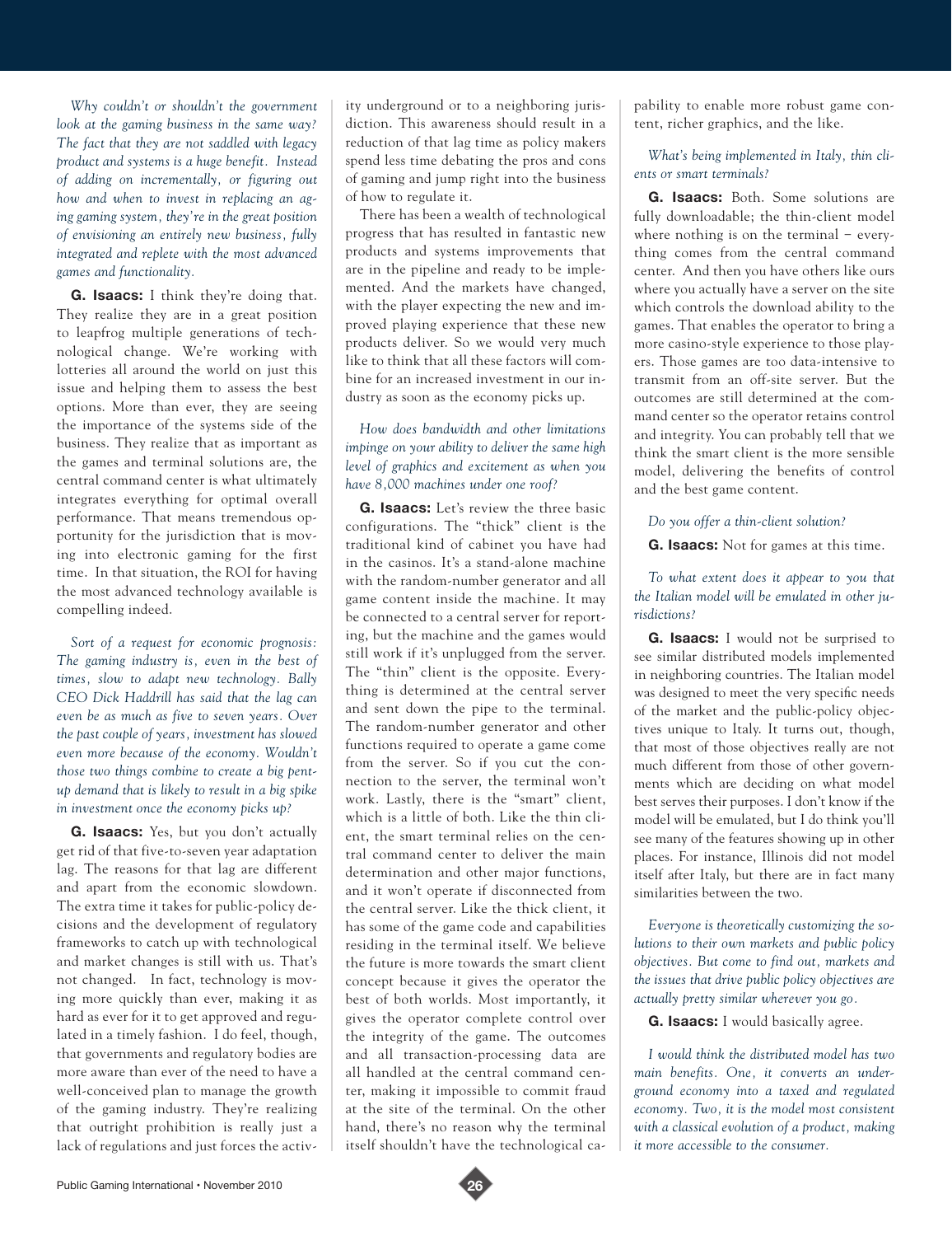*Why couldn't or shouldn't the government look at the gaming business in the same way? The fact that they are not saddled with legacy product and systems is a huge benefit. Instead of adding on incrementally, or figuring out how and when to invest in replacing an aging gaming system, they're in the great position of envisioning an entirely new business, fully integrated and replete with the most advanced games and functionality.*

**G. Isaacs:** I think they're doing that. They realize they are in a great position to leapfrog multiple generations of technological change. We're working with lotteries all around the world on just this issue and helping them to assess the best options. More than ever, they are seeing the importance of the systems side of the business. They realize that as important as the games and terminal solutions are, the central command center is what ultimately integrates everything for optimal overall performance. That means tremendous opportunity for the jurisdiction that is moving into electronic gaming for the first time. In that situation, the ROI for having the most advanced technology available is compelling indeed.

*Sort of a request for economic prognosis: The gaming industry is, even in the best of times, slow to adapt new technology. Bally CEO Dick Haddrill has said that the lag can even be as much as five to seven years. Over the past couple of years, investment has slowed even more because of the economy. Wouldn't those two things combine to create a big pent-up demand that is likely to result in a big spike in investment once the economy picks up?*

**G. Isaacs:** Yes, but you don't actually get rid of that five-to-seven year adaptation lag. The reasons for that lag are different and apart from the economic slowdown. The extra time it takes for public-policy decisions and the development of regulatory frameworks to catch up with technological and market changes is still with us. That's not changed. In fact, technology is moving more quickly than ever, making it as hard as ever for it to get approved and regulated in a timely fashion. I do feel, though, that governments and regulatory bodies are more aware than ever of the need to have a well-conceived plan to manage the growth of the gaming industry. They're realizing that outright prohibition is really just a lack of regulations and just forces the activity underground or to a neighboring jurisdiction. This awareness should result in a reduction of that lag time as policy makers spend less time debating the pros and cons of gaming and jump right into the business of how to regulate it.

There has been a wealth of technological progress that has resulted in fantastic new products and systems improvements that are in the pipeline and ready to be implemented. And the markets have changed, with the player expecting the new and improved playing experience that these new products deliver. So we would very much like to think that all these factors will combine for an increased investment in our industry as soon as the economy picks up.

*How does bandwidth and other limitations impinge on your ability to deliver the same high level of graphics and excitement as when you have 8,000 machines under one roof?*

**G. Isaacs:** Let's review the three basic configurations. The "thick" client is the traditional kind of cabinet you have had in the casinos. It's a stand-alone machine with the random-number generator and all game content inside the machine. It may be connected to a central server for reporting, but the machine and the games would still work if it's unplugged from the server. The "thin" client is the opposite. Everything is determined at the central server and sent down the pipe to the terminal. The random-number generator and other functions required to operate a game come from the server. So if you cut the connection to the server, the terminal won't work. Lastly, there is the "smart" client, which is a little of both. Like the thin client, the smart terminal relies on the central command center to deliver the main determination and other major functions, and it won't operate if disconnected from the central server. Like the thick client, it has some of the game code and capabilities residing in the terminal itself. We believe the future is more towards the smart client concept because it gives the operator the best of both worlds. Most importantly, it gives the operator complete control over the integrity of the game. The outcomes and all transaction-processing data are all handled at the central command center, making it impossible to commit fraud at the site of the terminal. On the other hand, there's no reason why the terminal itself shouldn't have the technological capability to enable more robust game content, richer graphics, and the like.

*What's being implemented in Italy, thin clients or smart terminals?*

**G. Isaacs:** Both. Some solutions are fully downloadable; the thin-client model where nothing is on the terminal – everything comes from the central command center. And then you have others like ours where you actually have a server on the site which controls the download ability to the games. That enables the operator to bring a more casino-style experience to those players. Those games are too data-intensive to transmit from an off-site server. But the outcomes are still determined at the command center so the operator retains control and integrity. You can probably tell that we think the smart client is the more sensible model, delivering the benefits of control and the best game content.

*Do you offer a thin-client solution?*

**G. Isaacs:** Not for games at this time.

*To what extent does it appear to you that the Italian model will be emulated in other jurisdictions?*

**G. Isaacs:** I would not be surprised to see similar distributed models implemented in neighboring countries. The Italian model was designed to meet the very specific needs of the market and the public-policy objectives unique to Italy. It turns out, though, that most of those objectives really are not much different from those of other governments which are deciding on what model best serves their purposes. I don't know if the model will be emulated, but I do think you'll see many of the features showing up in other places. For instance, Illinois did not model itself after Italy, but there are in fact many similarities between the two.

*Everyone is theoretically customizing the solutions to their own markets and public policy objectives. But come to find out, markets and the issues that drive public policy objectives are actually pretty similar wherever you go.*

**G. Isaacs:** I would basically agree.

*I would think the distributed model has two main benefits. One, it converts an underground economy into a taxed and regulated economy. Two, it is the model most consistent with a classical evolution of a product, making it more accessible to the consumer.*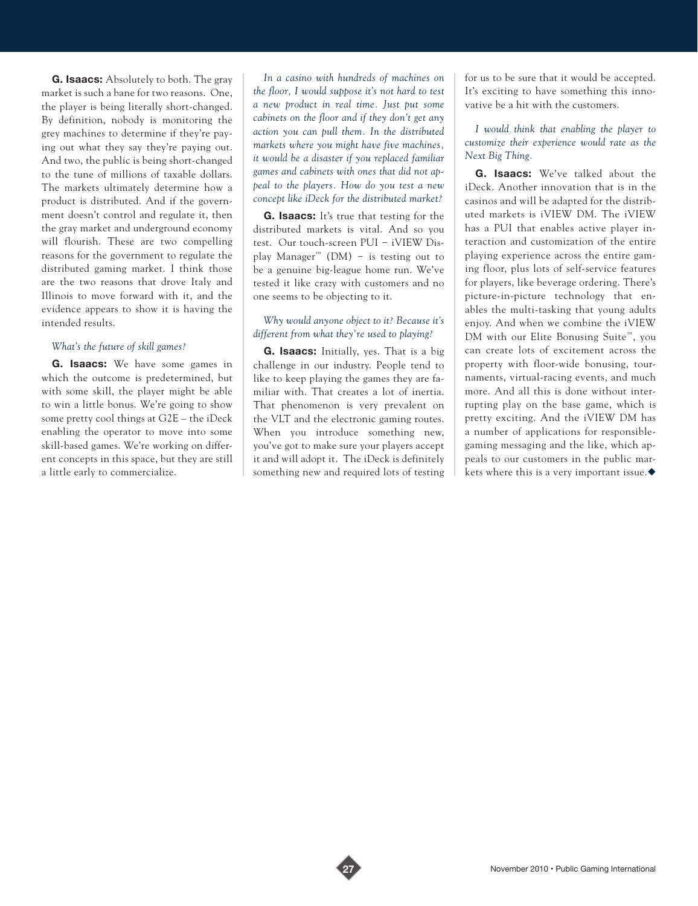**G. Isaacs:** Absolutely to both. The gray market is such a bane for two reasons. One, the player is being literally short-changed. By definition, nobody is monitoring the grey machines to determine if they're paying out what they say they're paying out. And two, the public is being short-changed to the tune of millions of taxable dollars. The markets ultimately determine how a product is distributed. And if the government doesn't control and regulate it, then the gray market and underground economy will flourish. These are two compelling reasons for the government to regulate the distributed gaming market. I think those are the two reasons that drove Italy and Illinois to move forward with it, and the evidence appears to show it is having the intended results.

*What's the future of skill games?*

**G. Isaacs:** We have some games in which the outcome is predetermined, but with some skill, the player might be able to win a little bonus. We're going to show some pretty cool things at G2E – the iDeck enabling the operator to move into some skill-based games. We're working on different concepts in this space, but they are still a little early to commercialize.

*In a casino with hundreds of machines on the floor, I would suppose it's not hard to test a new product in real time. Just put some cabinets on the floor and if they don't get any action you can pull them. In the distributed markets where you might have five machines, it would be a disaster if you replaced familiar games and cabinets with ones that did not appeal to the players. How do you test a new concept like iDeck for the distributed market?*

**G. Isaacs:** It's true that testing for the distributed markets is vital. And so you test. Our touch-screen PUI – iVIEW Display Manager™ (DM) – is testing out to be a genuine big-league home run. We've tested it like crazy with customers and no one seems to be objecting to it.

*Why would anyone object to it? Because it's different from what they're used to playing?*

**G. Isaacs:** Initially, yes. That is a big challenge in our industry. People tend to like to keep playing the games they are familiar with. That creates a lot of inertia. That phenomenon is very prevalent on the VLT and the electronic gaming routes. When you introduce something new, you've got to make sure your players accept it and will adopt it. The iDeck is definitely something new and required lots of testing for us to be sure that it would be accepted. It's exciting to have something this innovative be a hit with the customers.

*I would think that enabling the player to customize their experience would rate as the Next Big Thing.*

**G. Isaacs:** We've talked about the iDeck. Another innovation that is in the casinos and will be adapted for the distributed markets is iVIEW DM. The iVIEW has a PUI that enables active player interaction and customization of the entire playing experience across the entire gaming floor, plus lots of self-service features for players, like beverage ordering. There's picture-in-picture technology that enables the multi-tasking that young adults enjoy. And when we combine the iVIEW DM with our Elite Bonusing Suite™, you can create lots of excitement across the property with floor-wide bonusing, tournaments, virtual-racing events, and much more. And all this is done without interrupting play on the base game, which is pretty exciting. And the iVIEW DM has a number of applications for responsible-gaming messaging and the like, which appeals to our customers in the public markets where this is a very important issue.◆